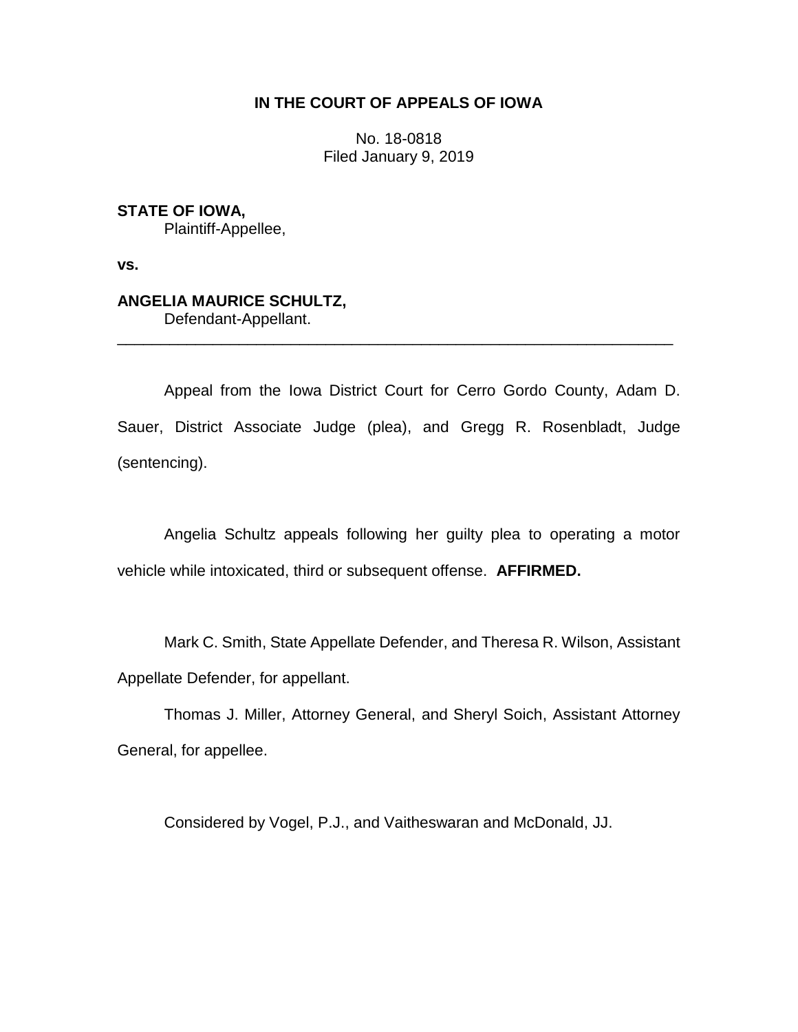**IN THE COURT OF APPEALS OF IOWA**

No. 18-0818
Filed January 9, 2019

**STATE OF IOWA,**
Plaintiff-Appellee,

**vs.**

**ANGELIA MAURICE SCHULTZ,**
Defendant-Appellant.

---

Appeal from the Iowa District Court for Cerro Gordo County, Adam D. Sauer, District Associate Judge (plea), and Gregg R. Rosenbladt, Judge (sentencing).

Angelia Schultz appeals following her guilty plea to operating a motor vehicle while intoxicated, third or subsequent offense. **AFFIRMED.**

Mark C. Smith, State Appellate Defender, and Theresa R. Wilson, Assistant Appellate Defender, for appellant.

Thomas J. Miller, Attorney General, and Sheryl Soich, Assistant Attorney General, for appellee.

Considered by Vogel, P.J., and Vaitheswaran and McDonald, JJ.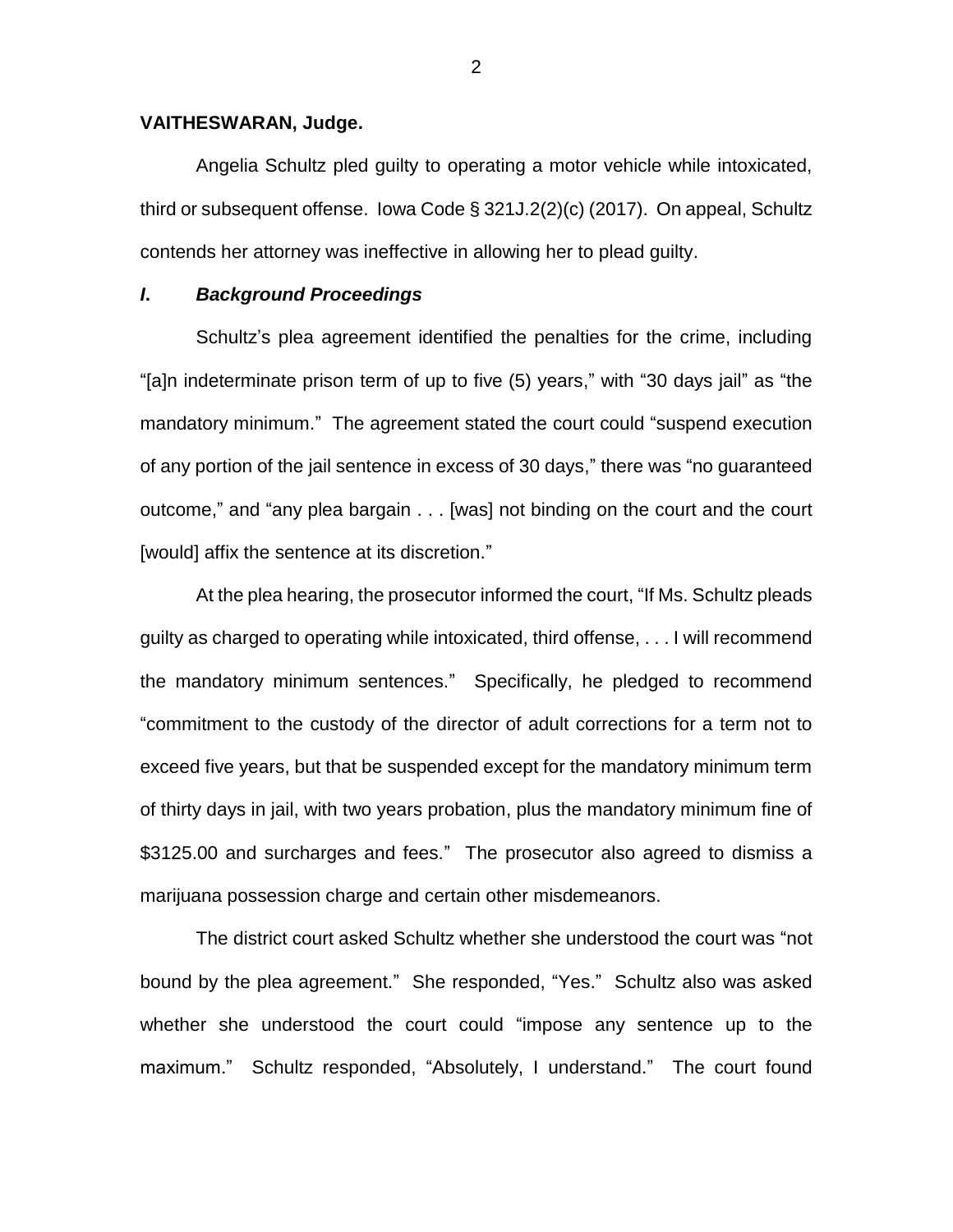**VAITHESWARAN, Judge.**

Angelia Schultz pled guilty to operating a motor vehicle while intoxicated, third or subsequent offense. Iowa Code § 321J.2(2)(c) (2017). On appeal, Schultz contends her attorney was ineffective in allowing her to plead guilty.

### *I. Background Proceedings*

Schultz's plea agreement identified the penalties for the crime, including "[a]n indeterminate prison term of up to five (5) years," with "30 days jail" as "the mandatory minimum." The agreement stated the court could "suspend execution of any portion of the jail sentence in excess of 30 days," there was "no guaranteed outcome," and "any plea bargain . . . [was] not binding on the court and the court [would] affix the sentence at its discretion."

At the plea hearing, the prosecutor informed the court, "If Ms. Schultz pleads guilty as charged to operating while intoxicated, third offense, . . . I will recommend the mandatory minimum sentences." Specifically, he pledged to recommend "commitment to the custody of the director of adult corrections for a term not to exceed five years, but that be suspended except for the mandatory minimum term of thirty days in jail, with two years probation, plus the mandatory minimum fine of $3125.00 and surcharges and fees." The prosecutor also agreed to dismiss a marijuana possession charge and certain other misdemeanors.

The district court asked Schultz whether she understood the court was "not bound by the plea agreement." She responded, "Yes." Schultz also was asked whether she understood the court could "impose any sentence up to the maximum." Schultz responded, "Absolutely, I understand." The court found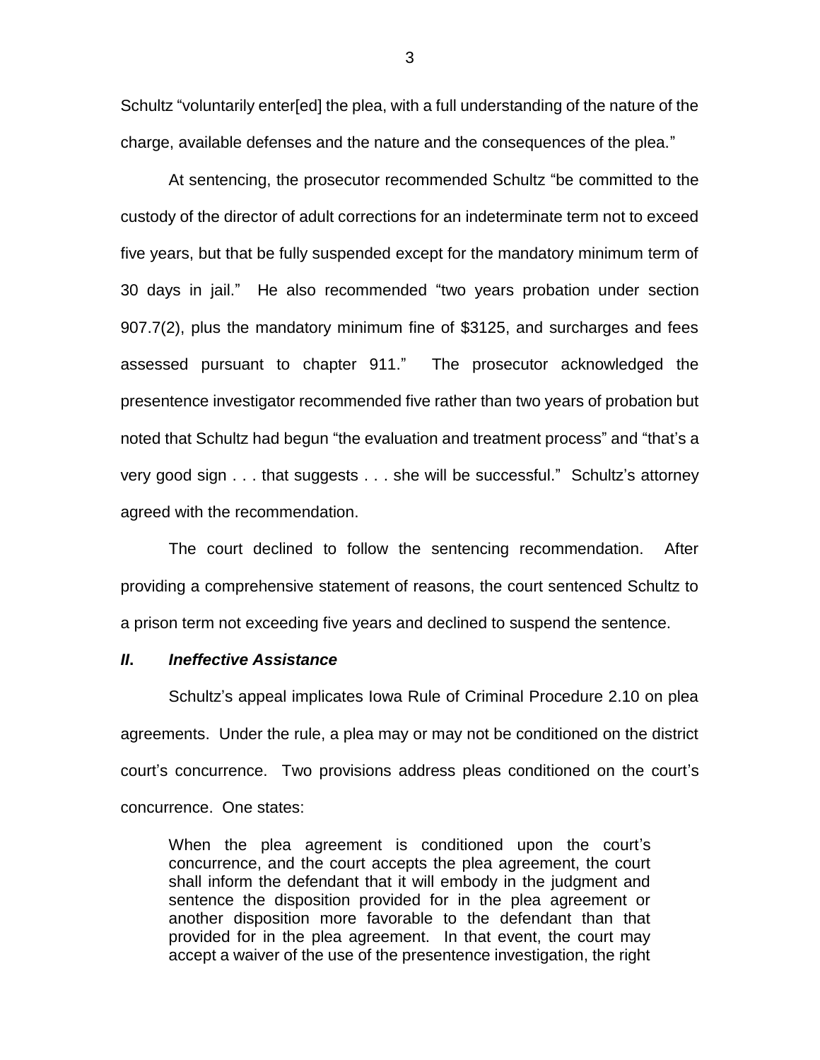Schultz “voluntarily enter[ed] the plea, with a full understanding of the nature of the charge, available defenses and the nature and the consequences of the plea.”

At sentencing, the prosecutor recommended Schultz “be committed to the custody of the director of adult corrections for an indeterminate term not to exceed five years, but that be fully suspended except for the mandatory minimum term of 30 days in jail.” He also recommended “two years probation under section 907.7(2), plus the mandatory minimum fine of $3125, and surcharges and fees assessed pursuant to chapter 911.” The prosecutor acknowledged the presentence investigator recommended five rather than two years of probation but noted that Schultz had begun “the evaluation and treatment process” and “that’s a very good sign . . . that suggests . . . she will be successful.” Schultz’s attorney agreed with the recommendation.

The court declined to follow the sentencing recommendation. After providing a comprehensive statement of reasons, the court sentenced Schultz to a prison term not exceeding five years and declined to suspend the sentence.

## *II. Ineffective Assistance*

Schultz’s appeal implicates Iowa Rule of Criminal Procedure 2.10 on plea agreements. Under the rule, a plea may or may not be conditioned on the district court’s concurrence. Two provisions address pleas conditioned on the court’s concurrence. One states:

> When the plea agreement is conditioned upon the court’s concurrence, and the court accepts the plea agreement, the court shall inform the defendant that it will embody in the judgment and sentence the disposition provided for in the plea agreement or another disposition more favorable to the defendant than that provided for in the plea agreement. In that event, the court may accept a waiver of the use of the presentence investigation, the right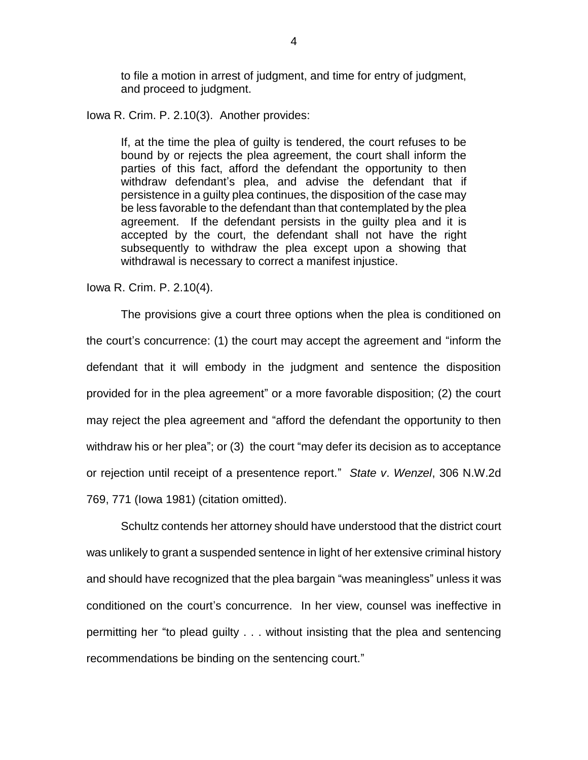to file a motion in arrest of judgment, and time for entry of judgment, and proceed to judgment.

Iowa R. Crim. P. 2.10(3). Another provides:

> If, at the time the plea of guilty is tendered, the court refuses to be bound by or rejects the plea agreement, the court shall inform the parties of this fact, afford the defendant the opportunity to then withdraw defendant's plea, and advise the defendant that if persistence in a guilty plea continues, the disposition of the case may be less favorable to the defendant than that contemplated by the plea agreement. If the defendant persists in the guilty plea and it is accepted by the court, the defendant shall not have the right subsequently to withdraw the plea except upon a showing that withdrawal is necessary to correct a manifest injustice.

Iowa R. Crim. P. 2.10(4).

The provisions give a court three options when the plea is conditioned on the court's concurrence: (1) the court may accept the agreement and "inform the defendant that it will embody in the judgment and sentence the disposition provided for in the plea agreement" or a more favorable disposition; (2) the court may reject the plea agreement and "afford the defendant the opportunity to then withdraw his or her plea"; or (3) the court "may defer its decision as to acceptance or rejection until receipt of a presentence report." *State v. Wenzel*, 306 N.W.2d 769, 771 (Iowa 1981) (citation omitted).

Schultz contends her attorney should have understood that the district court was unlikely to grant a suspended sentence in light of her extensive criminal history and should have recognized that the plea bargain "was meaningless" unless it was conditioned on the court's concurrence. In her view, counsel was ineffective in permitting her "to plead guilty . . . without insisting that the plea and sentencing recommendations be binding on the sentencing court."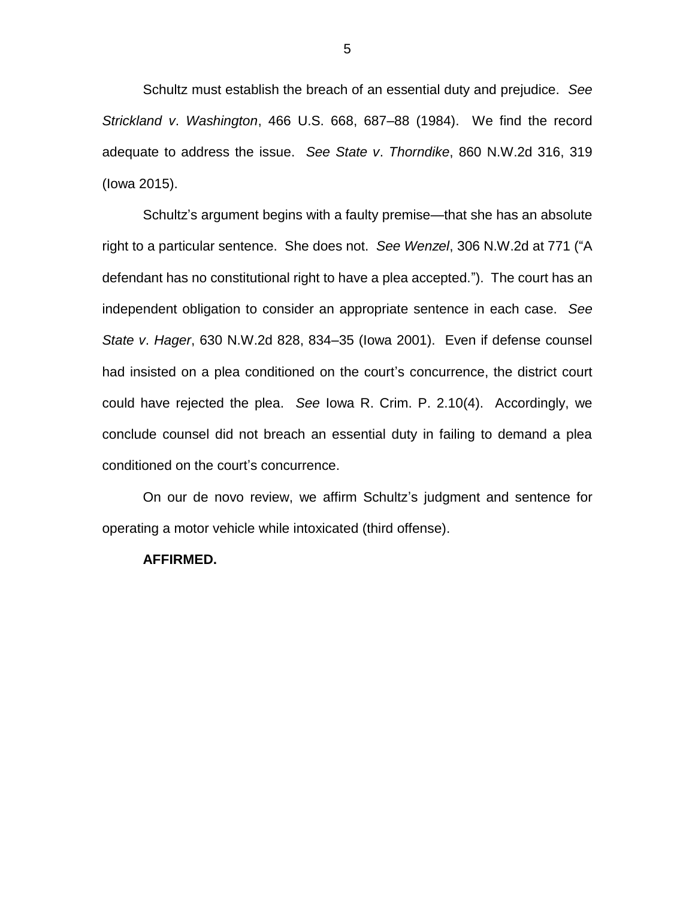Schultz must establish the breach of an essential duty and prejudice. *See Strickland v. Washington*, 466 U.S. 668, 687–88 (1984). We find the record adequate to address the issue. *See State v. Thorndike*, 860 N.W.2d 316, 319 (Iowa 2015).

Schultz's argument begins with a faulty premise—that she has an absolute right to a particular sentence. She does not. *See Wenzel*, 306 N.W.2d at 771 ("A defendant has no constitutional right to have a plea accepted."). The court has an independent obligation to consider an appropriate sentence in each case. *See State v. Hager*, 630 N.W.2d 828, 834–35 (Iowa 2001). Even if defense counsel had insisted on a plea conditioned on the court's concurrence, the district court could have rejected the plea. *See* Iowa R. Crim. P. 2.10(4). Accordingly, we conclude counsel did not breach an essential duty in failing to demand a plea conditioned on the court's concurrence.

On our de novo review, we affirm Schultz's judgment and sentence for operating a motor vehicle while intoxicated (third offense).

**AFFIRMED.**